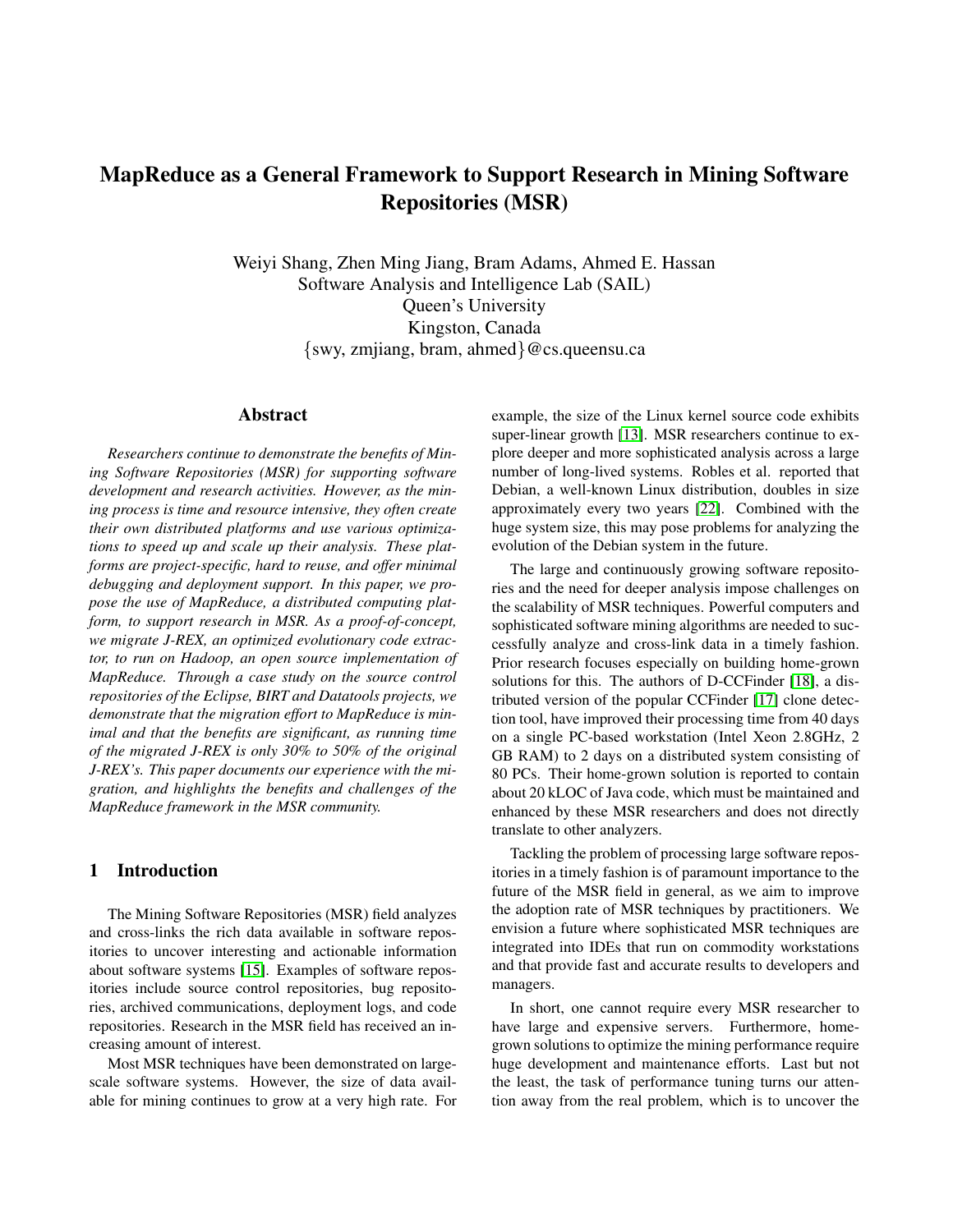# MapReduce as a General Framework to Support Research in Mining Software Repositories (MSR)

Weiyi Shang, Zhen Ming Jiang, Bram Adams, Ahmed E. Hassan
Software Analysis and Intelligence Lab (SAIL)
Queen's University
Kingston, Canada
{swy, zmjiang, bram, ahmed}@cs.queensu.ca

## Abstract

*Researchers continue to demonstrate the benefits of Mining Software Repositories (MSR) for supporting software development and research activities. However, as the mining process is time and resource intensive, they often create their own distributed platforms and use various optimizations to speed up and scale up their analysis. These platforms are project-specific, hard to reuse, and offer minimal debugging and deployment support. In this paper, we propose the use of MapReduce, a distributed computing platform, to support research in MSR. As a proof-of-concept, we migrate J-REX, an optimized evolutionary code extractor, to run on Hadoop, an open source implementation of MapReduce. Through a case study on the source control repositories of the Eclipse, BIRT and Datatools projects, we demonstrate that the migration effort to MapReduce is minimal and that the benefits are significant, as running time of the migrated J-REX is only 30% to 50% of the original J-REX's. This paper documents our experience with the migration, and highlights the benefits and challenges of the MapReduce framework in the MSR community.*

## 1 Introduction

The Mining Software Repositories (MSR) field analyzes and cross-links the rich data available in software repositories to uncover interesting and actionable information about software systems [15]. Examples of software repositories include source control repositories, bug repositories, archived communications, deployment logs, and code repositories. Research in the MSR field has received an increasing amount of interest.

Most MSR techniques have been demonstrated on large-scale software systems. However, the size of data available for mining continues to grow at a very high rate. For example, the size of the Linux kernel source code exhibits super-linear growth [13]. MSR researchers continue to explore deeper and more sophisticated analysis across a large number of long-lived systems. Robles et al. reported that Debian, a well-known Linux distribution, doubles in size approximately every two years [22]. Combined with the huge system size, this may pose problems for analyzing the evolution of the Debian system in the future.

The large and continuously growing software repositories and the need for deeper analysis impose challenges on the scalability of MSR techniques. Powerful computers and sophisticated software mining algorithms are needed to successfully analyze and cross-link data in a timely fashion. Prior research focuses especially on building home-grown solutions for this. The authors of D-CCFinder [18], a distributed version of the popular CCFinder [17] clone detection tool, have improved their processing time from 40 days on a single PC-based workstation (Intel Xeon 2.8GHz, 2 GB RAM) to 2 days on a distributed system consisting of 80 PCs. Their home-grown solution is reported to contain about 20 kLOC of Java code, which must be maintained and enhanced by these MSR researchers and does not directly translate to other analyzers.

Tackling the problem of processing large software repositories in a timely fashion is of paramount importance to the future of the MSR field in general, as we aim to improve the adoption rate of MSR techniques by practitioners. We envision a future where sophisticated MSR techniques are integrated into IDEs that run on commodity workstations and that provide fast and accurate results to developers and managers.

In short, one cannot require every MSR researcher to have large and expensive servers. Furthermore, home-grown solutions to optimize the mining performance require huge development and maintenance efforts. Last but not the least, the task of performance tuning turns our attention away from the real problem, which is to uncover the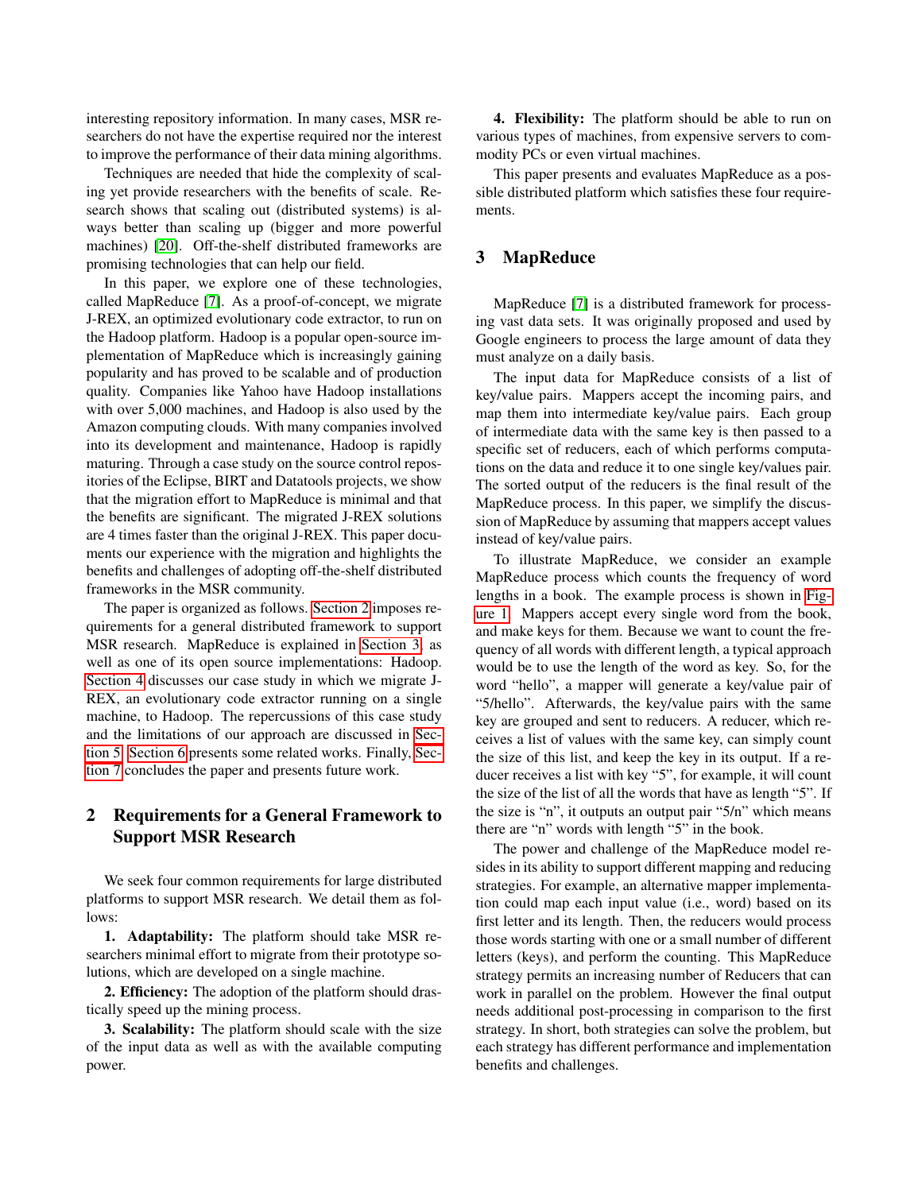interesting repository information. In many cases, MSR researchers do not have the expertise required nor the interest to improve the performance of their data mining algorithms.

Techniques are needed that hide the complexity of scaling yet provide researchers with the benefits of scale. Research shows that scaling out (distributed systems) is always better than scaling up (bigger and more powerful machines) [20]. Off-the-shelf distributed frameworks are promising technologies that can help our field.

In this paper, we explore one of these technologies, called MapReduce [7]. As a proof-of-concept, we migrate J-REX, an optimized evolutionary code extractor, to run on the Hadoop platform. Hadoop is a popular open-source implementation of MapReduce which is increasingly gaining popularity and has proved to be scalable and of production quality. Companies like Yahoo have Hadoop installations with over 5,000 machines, and Hadoop is also used by the Amazon computing clouds. With many companies involved into its development and maintenance, Hadoop is rapidly maturing. Through a case study on the source control repositories of the Eclipse, BIRT and Datatools projects, we show that the migration effort to MapReduce is minimal and that the benefits are significant. The migrated J-REX solutions are 4 times faster than the original J-REX. This paper documents our experience with the migration and highlights the benefits and challenges of adopting off-the-shelf distributed frameworks in the MSR community.

The paper is organized as follows. Section 2 imposes requirements for a general distributed framework to support MSR research. MapReduce is explained in Section 3 as well as one of its open source implementations: Hadoop. Section 4 discusses our case study in which we migrate J-REX, an evolutionary code extractor running on a single machine, to Hadoop. The repercussions of this case study and the limitations of our approach are discussed in Section 5. Section 6 presents some related works. Finally, Section 7 concludes the paper and presents future work.

## 2 Requirements for a General Framework to Support MSR Research

We seek four common requirements for large distributed platforms to support MSR research. We detail them as follows:

**1. Adaptability:** The platform should take MSR researchers minimal effort to migrate from their prototype solutions, which are developed on a single machine.

**2. Efficiency:** The adoption of the platform should drastically speed up the mining process.

**3. Scalability:** The platform should scale with the size of the input data as well as with the available computing power.

**4. Flexibility:** The platform should be able to run on various types of machines, from expensive servers to commodity PCs or even virtual machines.

This paper presents and evaluates MapReduce as a possible distributed platform which satisfies these four requirements.

## 3 MapReduce

MapReduce [7] is a distributed framework for processing vast data sets. It was originally proposed and used by Google engineers to process the large amount of data they must analyze on a daily basis.

The input data for MapReduce consists of a list of key/value pairs. Mappers accept the incoming pairs, and map them into intermediate key/value pairs. Each group of intermediate data with the same key is then passed to a specific set of reducers, each of which performs computations on the data and reduce it to one single key/values pair. The sorted output of the reducers is the final result of the MapReduce process. In this paper, we simplify the discussion of MapReduce by assuming that mappers accept values instead of key/value pairs.

To illustrate MapReduce, we consider an example MapReduce process which counts the frequency of word lengths in a book. The example process is shown in Figure 1. Mappers accept every single word from the book, and make keys for them. Because we want to count the frequency of all words with different length, a typical approach would be to use the length of the word as key. So, for the word "hello", a mapper will generate a key/value pair of "5/hello". Afterwards, the key/value pairs with the same key are grouped and sent to reducers. A reducer, which receives a list of values with the same key, can simply count the size of this list, and keep the key in its output. If a reducer receives a list with key "5", for example, it will count the size of the list of all the words that have as length "5". If the size is "n", it outputs an output pair "5/n" which means there are "n" words with length "5" in the book.

The power and challenge of the MapReduce model resides in its ability to support different mapping and reducing strategies. For example, an alternative mapper implementation could map each input value (i.e., word) based on its first letter and its length. Then, the reducers would process those words starting with one or a small number of different letters (keys), and perform the counting. This MapReduce strategy permits an increasing number of Reducers that can work in parallel on the problem. However the final output needs additional post-processing in comparison to the first strategy. In short, both strategies can solve the problem, but each strategy has different performance and implementation benefits and challenges.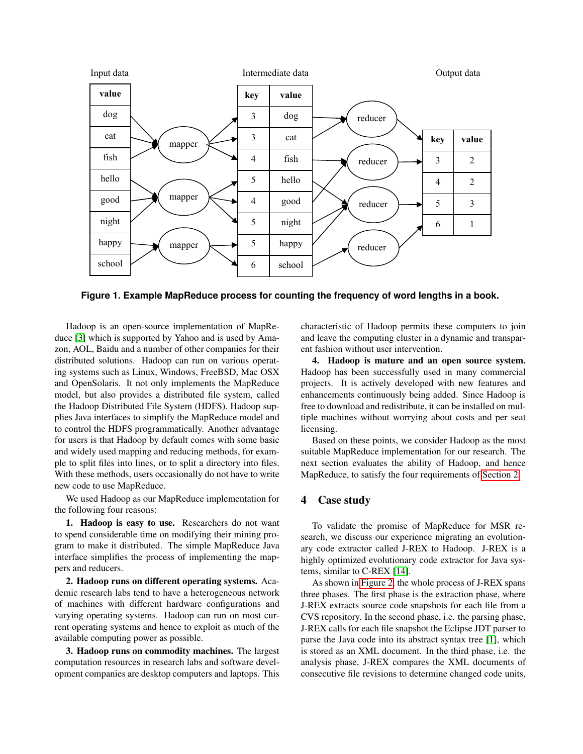Figure 1. Example MapReduce process for counting the frequency of word lengths in a book.

Hadoop is an open-source implementation of MapReduce [3] which is supported by Yahoo and is used by Amazon, AOL, Baidu and a number of other companies for their distributed solutions. Hadoop can run on various operating systems such as Linux, Windows, FreeBSD, Mac OSX and OpenSolaris. It not only implements the MapReduce model, but also provides a distributed file system, called the Hadoop Distributed File System (HDFS). Hadoop supplies Java interfaces to simplify the MapReduce model and to control the HDFS programmatically. Another advantage for users is that Hadoop by default comes with some basic and widely used mapping and reducing methods, for example to split files into lines, or to split a directory into files. With these methods, users occasionally do not have to write new code to use MapReduce.

We used Hadoop as our MapReduce implementation for the following four reasons:

**1. Hadoop is easy to use.** Researchers do not want to spend considerable time on modifying their mining program to make it distributed. The simple MapReduce Java interface simplifies the process of implementing the mappers and reducers.

**2. Hadoop runs on different operating systems.** Academic research labs tend to have a heterogeneous network of machines with different hardware configurations and varying operating systems. Hadoop can run on most current operating systems and hence to exploit as much of the available computing power as possible.

**3. Hadoop runs on commodity machines.** The largest computation resources in research labs and software development companies are desktop computers and laptops. This characteristic of Hadoop permits these computers to join and leave the computing cluster in a dynamic and transparent fashion without user intervention.

**4. Hadoop is mature and an open source system.** Hadoop has been successfully used in many commercial projects. It is actively developed with new features and enhancements continuously being added. Since Hadoop is free to download and redistribute, it can be installed on multiple machines without worrying about costs and per seat licensing.

Based on these points, we consider Hadoop as the most suitable MapReduce implementation for our research. The next section evaluates the ability of Hadoop, and hence MapReduce, to satisfy the four requirements of Section 2.

## 4 Case study

To validate the promise of MapReduce for MSR research, we discuss our experience migrating an evolutionary code extractor called J-REX to Hadoop. J-REX is a highly optimized evolutionary code extractor for Java systems, similar to C-REX [14].

As shown in Figure 2, the whole process of J-REX spans three phases. The first phase is the extraction phase, where J-REX extracts source code snapshots for each file from a CVS repository. In the second phase, i.e. the parsing phase, J-REX calls for each file snapshot the Eclipse JDT parser to parse the Java code into its abstract syntax tree [1], which is stored as an XML document. In the third phase, i.e. the analysis phase, J-REX compares the XML documents of consecutive file revisions to determine changed code units,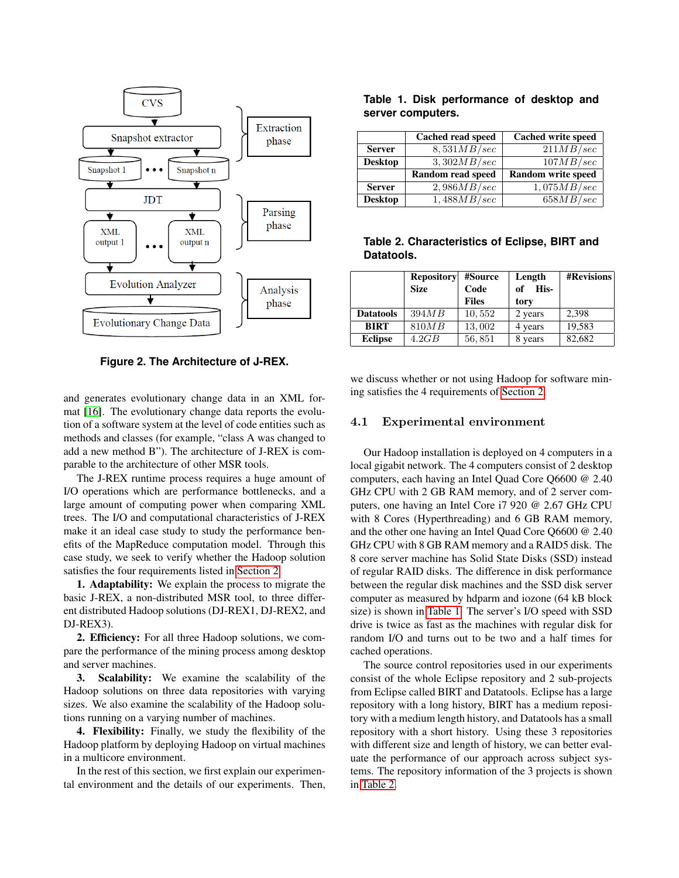Figure 2. The Architecture of J-REX.

and generates evolutionary change data in an XML format [16]. The evolutionary change data reports the evolution of a software system at the level of code entities such as methods and classes (for example, "class A was changed to add a new method B"). The architecture of J-REX is comparable to the architecture of other MSR tools.

The J-REX runtime process requires a huge amount of I/O operations which are performance bottlenecks, and a large amount of computing power when comparing XML trees. The I/O and computational characteristics of J-REX make it an ideal case study to study the performance benefits of the MapReduce computation model. Through this case study, we seek to verify whether the Hadoop solution satisfies the four requirements listed in Section 2.

**1. Adaptability:** We explain the process to migrate the basic J-REX, a non-distributed MSR tool, to three different distributed Hadoop solutions (DJ-REX1, DJ-REX2, and DJ-REX3).

**2. Efficiency:** For all three Hadoop solutions, we compare the performance of the mining process among desktop and server machines.

**3. Scalability:** We examine the scalability of the Hadoop solutions on three data repositories with varying sizes. We also examine the scalability of the Hadoop solutions running on a varying number of machines.

**4. Flexibility:** Finally, we study the flexibility of the Hadoop platform by deploying Hadoop on virtual machines in a multicore environment.

In the rest of this section, we first explain our experimental environment and the details of our experiments. Then, we discuss whether or not using Hadoop for software mining satisfies the 4 requirements of Section 2.

**Table 1. Disk performance of desktop and server computers.**

| | Cached read speed | Cached write speed |
|---|---|---|
| **Server** | $8,531 MB/sec$ | $211 MB/sec$ |
| **Desktop** | $3,302 MB/sec$ | $107 MB/sec$ |
| | **Random read speed** | **Random write speed** |
| **Server** | $2,986 MB/sec$ | $1,075 MB/sec$ |
| **Desktop** | $1,488 MB/sec$ | $658 MB/sec$ |

**Table 2. Characteristics of Eclipse, BIRT and Datatools.**

| | Repository Size | #Source Code Files | Length of History | #Revisions |
|---|---|---|---|---|
| **Datatools** | $394MB$ | 10,552 | 2 years | 2,398 |
| **BIRT** | $810MB$ | 13,002 | 4 years | 19,583 |
| **Eclipse** | $4.2GB$ | 56,851 | 8 years | 82,682 |

## 4.1 Experimental environment

Our Hadoop installation is deployed on 4 computers in a local gigabit network. The 4 computers consist of 2 desktop computers, each having an Intel Quad Core Q6600 @ 2.40 GHz CPU with 2 GB RAM memory, and of 2 server computers, one having an Intel Core i7 920 @ 2.67 GHz CPU with 8 Cores (Hyperthreading) and 6 GB RAM memory, and the other one having an Intel Quad Core Q6600 @ 2.40 GHz CPU with 8 GB RAM memory and a RAID5 disk. The 8 core server machine has Solid State Disks (SSD) instead of regular RAID disks. The difference in disk performance between the regular disk machines and the SSD disk server computer as measured by hdparm and iozone (64 kB block size) is shown in Table 1. The server's I/O speed with SSD drive is twice as fast as the machines with regular disk for random I/O and turns out to be two and a half times for cached operations.

The source control repositories used in our experiments consist of the whole Eclipse repository and 2 sub-projects from Eclipse called BIRT and Datatools. Eclipse has a large repository with a long history, BIRT has a medium repository with a medium length history, and Datatools has a small repository with a short history. Using these 3 repositories with different size and length of history, we can better evaluate the performance of our approach across subject systems. The repository information of the 3 projects is shown in Table 2.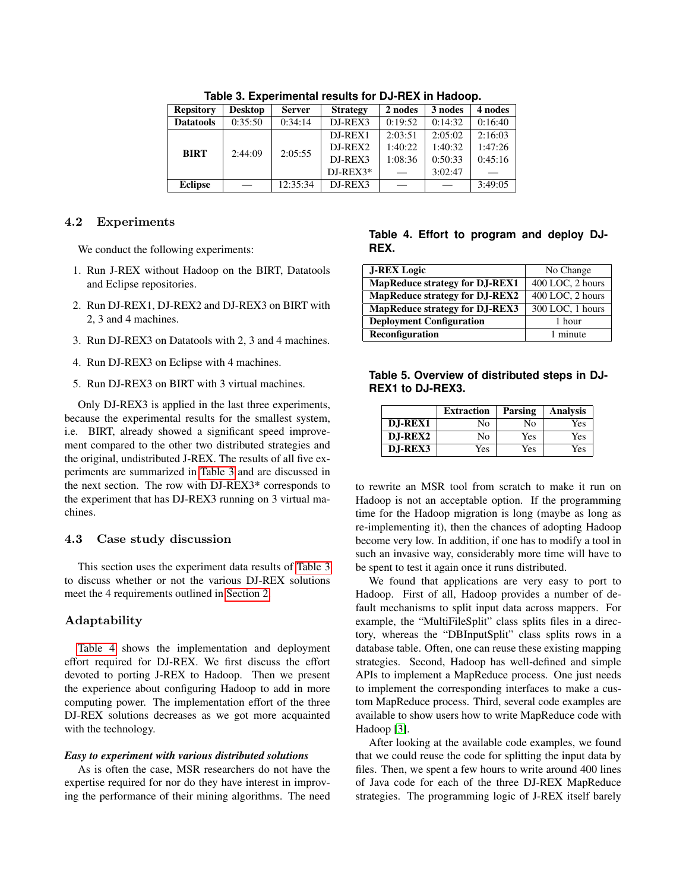Table 3. Experimental results for DJ-REX in Hadoop.

| Repsitory | Desktop | Server | Strategy | 2 nodes | 3 nodes | 4 nodes |
|---|---|---|---|---|---|---|
| **Datatools** | 0:35:50 | 0:34:14 | DJ-REX3 | 0:19:52 | 0:14:32 | 0:16:40 |
| **BIRT** | 2:44:09 | 2:05:55 | DJ-REX1 | 2:03:51 | 2:05:02 | 2:16:03 |
| | | | DJ-REX2 | 1:40:22 | 1:40:32 | 1:47:26 |
| | | | DJ-REX3 | 1:08:36 | 0:50:33 | 0:45:16 |
| | | | DJ-REX3* | — | 3:02:47 | — |
| **Eclipse** | — | 12:35:34 | DJ-REX3 | — | — | 3:49:05 |

## 4.2 Experiments

We conduct the following experiments:

1. Run J-REX without Hadoop on the BIRT, Datatools and Eclipse repositories.
2. Run DJ-REX1, DJ-REX2 and DJ-REX3 on BIRT with 2, 3 and 4 machines.
3. Run DJ-REX3 on Datatools with 2, 3 and 4 machines.
4. Run DJ-REX3 on Eclipse with 4 machines.
5. Run DJ-REX3 on BIRT with 3 virtual machines.

Only DJ-REX3 is applied in the last three experiments, because the experimental results for the smallest system, i.e. BIRT, already showed a significant speed improvement compared to the other two distributed strategies and the original, undistributed J-REX. The results of all five experiments are summarized in Table 3 and are discussed in the next section. The row with DJ-REX3* corresponds to the experiment that has DJ-REX3 running on 3 virtual machines.

## 4.3 Case study discussion

This section uses the experiment data results of Table 3 to discuss whether or not the various DJ-REX solutions meet the 4 requirements outlined in Section 2.

### Adaptability

Table 4 shows the implementation and deployment effort required for DJ-REX. We first discuss the effort devoted to porting J-REX to Hadoop. Then we present the experience about configuring Hadoop to add in more computing power. The implementation effort of the three DJ-REX solutions decreases as we got more acquainted with the technology.

**_Easy to experiment with various distributed solutions_**

As is often the case, MSR researchers do not have the expertise required for nor do they have interest in improving the performance of their mining algorithms. The need to rewrite an MSR tool from scratch to make it run on Hadoop is not an acceptable option. If the programming time for the Hadoop migration is long (maybe as long as re-implementing it), then the chances of adopting Hadoop become very low. In addition, if one has to modify a tool in such an invasive way, considerably more time will have to be spent to test it again once it runs distributed.

Table 4. Effort to program and deploy DJ-REX.

| | |
|---|---|
| **J-REX Logic** | No Change |
| **MapReduce strategy for DJ-REX1** | 400 LOC, 2 hours |
| **MapReduce strategy for DJ-REX2** | 400 LOC, 2 hours |
| **MapReduce strategy for DJ-REX3** | 300 LOC, 1 hours |
| **Deployment Configuration** | 1 hour |
| **Reconfiguration** | 1 minute |

Table 5. Overview of distributed steps in DJ-REX1 to DJ-REX3.

| | Extraction | Parsing | Analysis |
|---|---|---|---|
| **DJ-REX1** | No | No | Yes |
| **DJ-REX2** | No | Yes | Yes |
| **DJ-REX3** | Yes | Yes | Yes |

We found that applications are very easy to port to Hadoop. First of all, Hadoop provides a number of default mechanisms to split input data across mappers. For example, the "MultiFileSplit" class splits files in a directory, whereas the "DBInputSplit" class splits rows in a database table. Often, one can reuse these existing mapping strategies. Second, Hadoop has well-defined and simple APIs to implement a MapReduce process. One just needs to implement the corresponding interfaces to make a custom MapReduce process. Third, several code examples are available to show users how to write MapReduce code with Hadoop [3].

After looking at the available code examples, we found that we could reuse the code for splitting the input data by files. Then, we spent a few hours to write around 400 lines of Java code for each of the three DJ-REX MapReduce strategies. The programming logic of J-REX itself barely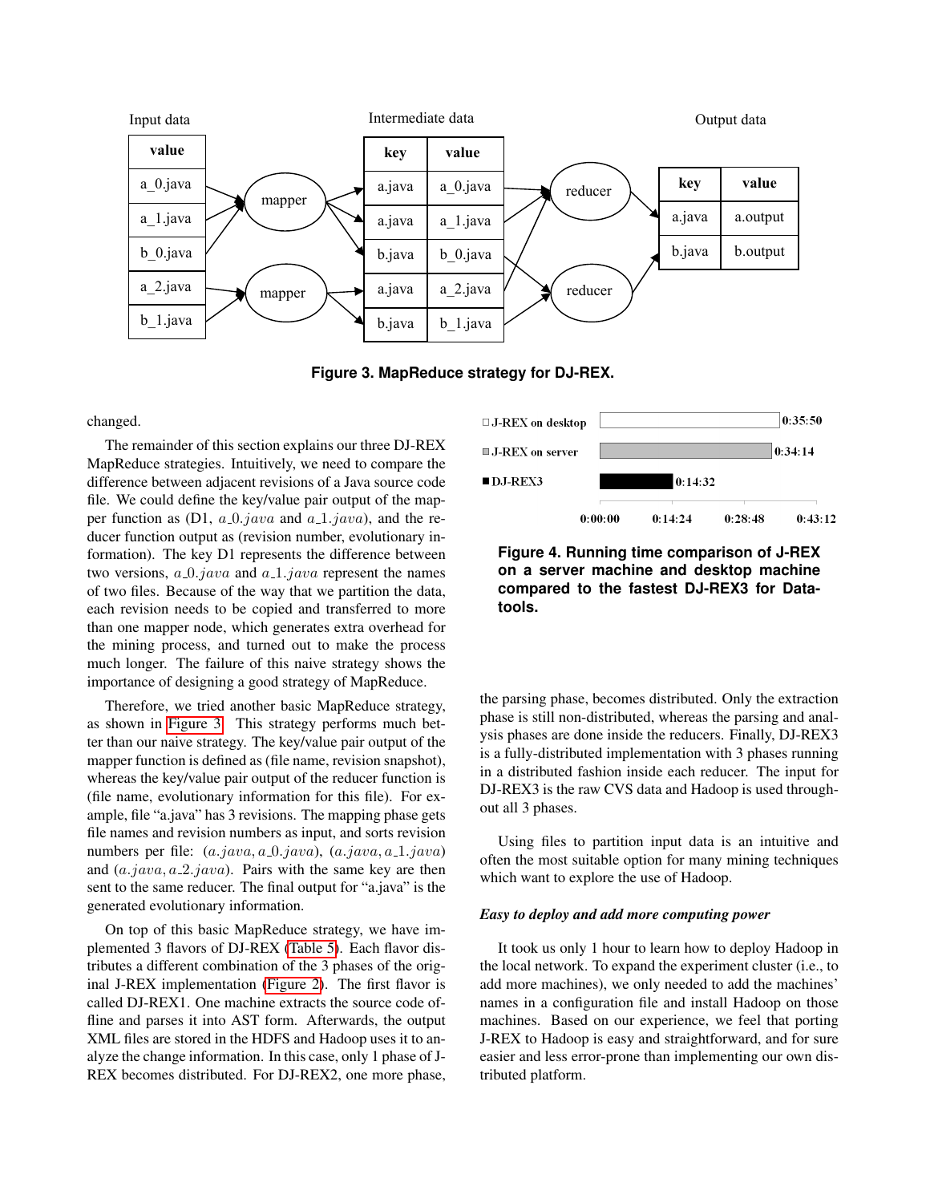Figure 3. MapReduce strategy for DJ-REX.

changed.

The remainder of this section explains our three DJ-REX MapReduce strategies. Intuitively, we need to compare the difference between adjacent revisions of a Java source code file. We could define the key/value pair output of the mapper function as (D1, $a\_0.java$ and $a\_1.java$), and the reducer function output as (revision number, evolutionary information). The key D1 represents the difference between two versions, $a\_0.java$ and $a\_1.java$ represent the names of two files. Because of the way that we partition the data, each revision needs to be copied and transferred to more than one mapper node, which generates extra overhead for the mining process, and turned out to make the process much longer. The failure of this naive strategy shows the importance of designing a good strategy of MapReduce.

Therefore, we tried another basic MapReduce strategy, as shown in Figure 3. This strategy performs much better than our naive strategy. The key/value pair output of the mapper function is defined as (file name, revision snapshot), whereas the key/value pair output of the reducer function is (file name, evolutionary information for this file). For example, file "a.java" has 3 revisions. The mapping phase gets file names and revision numbers as input, and sorts revision numbers per file: $(a.java, a\_0.java)$, $(a.java, a\_1.java)$ and $(a.java, a\_2.java)$. Pairs with the same key are then sent to the same reducer. The final output for "a.java" is the generated evolutionary information.

On top of this basic MapReduce strategy, we have implemented 3 flavors of DJ-REX (Table 5). Each flavor distributes a different combination of the 3 phases of the original J-REX implementation (Figure 2). The first flavor is called DJ-REX1. One machine extracts the source code offline and parses it into AST form. Afterwards, the output XML files are stored in the HDFS and Hadoop uses it to analyze the change information. In this case, only 1 phase of J-REX becomes distributed. For DJ-REX2, one more phase, the parsing phase, becomes distributed. Only the extraction phase is still non-distributed, whereas the parsing and analysis phases are done inside the reducers. Finally, DJ-REX3 is a fully-distributed implementation with 3 phases running in a distributed fashion inside each reducer. The input for DJ-REX3 is the raw CVS data and Hadoop is used throughout all 3 phases.

Figure 4. Running time comparison of J-REX on a server machine and desktop machine compared to the fastest DJ-REX3 for Datatools.

Using files to partition input data is an intuitive and often the most suitable option for many mining techniques which want to explore the use of Hadoop.

*Easy to deploy and add more computing power*

It took us only 1 hour to learn how to deploy Hadoop in the local network. To expand the experiment cluster (i.e., to add more machines), we only needed to add the machines' names in a configuration file and install Hadoop on those machines. Based on our experience, we feel that porting J-REX to Hadoop is easy and straightforward, and for sure easier and less error-prone than implementing our own distributed platform.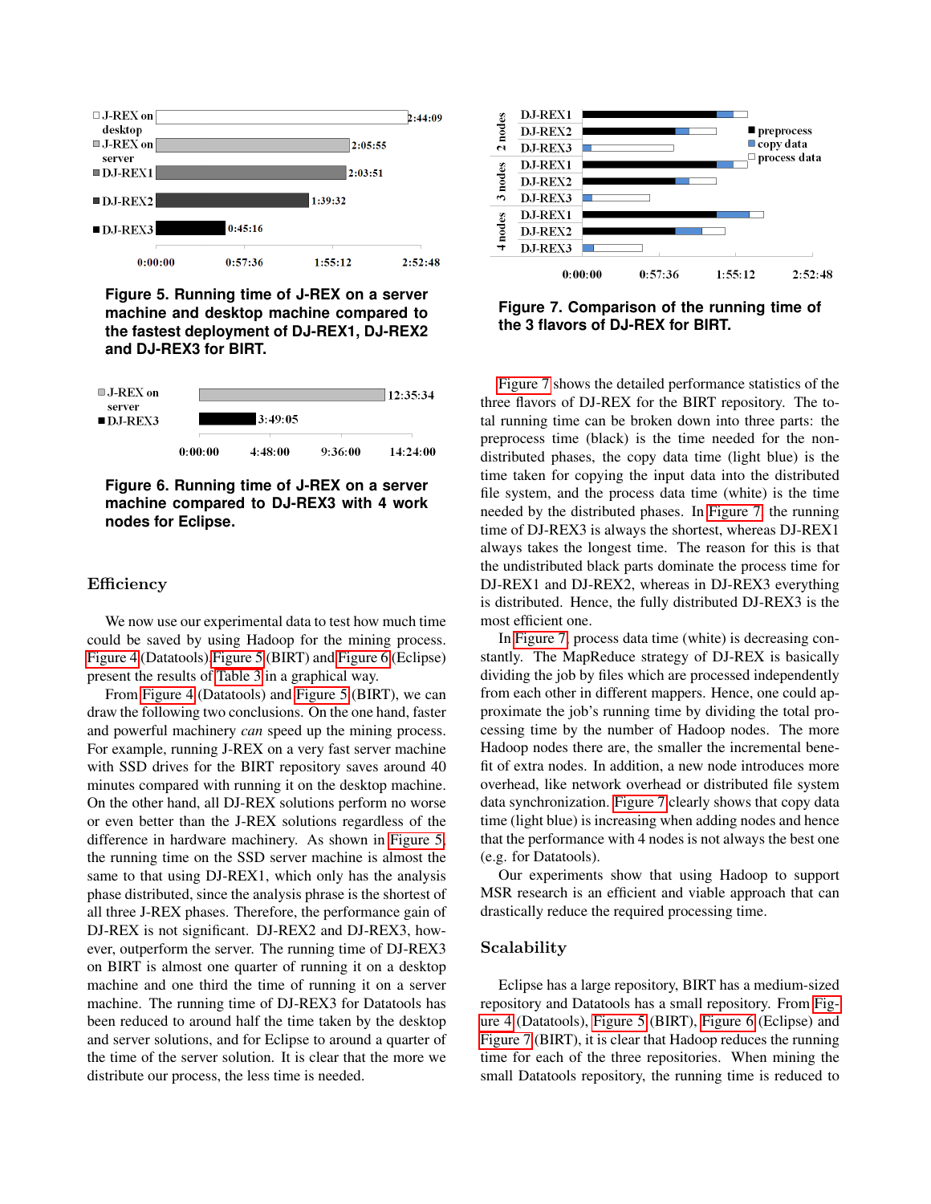Figure 5. Running time of J-REX on a server machine and desktop machine compared to the fastest deployment of DJ-REX1, DJ-REX2 and DJ-REX3 for BIRT.

Figure 6. Running time of J-REX on a server machine compared to DJ-REX3 with 4 work nodes for Eclipse.

## Efficiency

We now use our experimental data to test how much time could be saved by using Hadoop for the mining process. Figure 4 (Datatools), Figure 5 (BIRT) and Figure 6 (Eclipse) present the results of Table 3 in a graphical way.

From Figure 4 (Datatools) and Figure 5 (BIRT), we can draw the following two conclusions. On the one hand, faster and powerful machinery *can* speed up the mining process. For example, running J-REX on a very fast server machine with SSD drives for the BIRT repository saves around 40 minutes compared with running it on the desktop machine. On the other hand, all DJ-REX solutions perform no worse or even better than the J-REX solutions regardless of the difference in hardware machinery. As shown in Figure 5, the running time on the SSD server machine is almost the same to that using DJ-REX1, which only has the analysis phase distributed, since the analysis phrase is the shortest of all three J-REX phases. Therefore, the performance gain of DJ-REX is not significant. DJ-REX2 and DJ-REX3, however, outperform the server. The running time of DJ-REX3 on BIRT is almost one quarter of running it on a desktop machine and one third the time of running it on a server machine. The running time of DJ-REX3 for Datatools has been reduced to around half the time taken by the desktop and server solutions, and for Eclipse to around a quarter of the time of the server solution. It is clear that the more we distribute our process, the less time is needed.

Figure 7. Comparison of the running time of the 3 flavors of DJ-REX for BIRT.

Figure 7 shows the detailed performance statistics of the three flavors of DJ-REX for the BIRT repository. The total running time can be broken down into three parts: the preprocess time (black) is the time needed for the non-distributed phases, the copy data time (light blue) is the time taken for copying the input data into the distributed file system, and the process data time (white) is the time needed by the distributed phases. In Figure 7, the running time of DJ-REX3 is always the shortest, whereas DJ-REX1 always takes the longest time. The reason for this is that the undistributed black parts dominate the process time for DJ-REX1 and DJ-REX2, whereas in DJ-REX3 everything is distributed. Hence, the fully distributed DJ-REX3 is the most efficient one.

In Figure 7, process data time (white) is decreasing constantly. The MapReduce strategy of DJ-REX is basically dividing the job by files which are processed independently from each other in different mappers. Hence, one could approximate the job's running time by dividing the total processing time by the number of Hadoop nodes. The more Hadoop nodes there are, the smaller the incremental benefit of extra nodes. In addition, a new node introduces more overhead, like network overhead or distributed file system data synchronization. Figure 7 clearly shows that copy data time (light blue) is increasing when adding nodes and hence that the performance with 4 nodes is not always the best one (e.g. for Datatools).

Our experiments show that using Hadoop to support MSR research is an efficient and viable approach that can drastically reduce the required processing time.

## Scalability

Eclipse has a large repository, BIRT has a medium-sized repository and Datatools has a small repository. From Figure 4 (Datatools), Figure 5 (BIRT), Figure 6 (Eclipse) and Figure 7 (BIRT), it is clear that Hadoop reduces the running time for each of the three repositories. When mining the small Datatools repository, the running time is reduced to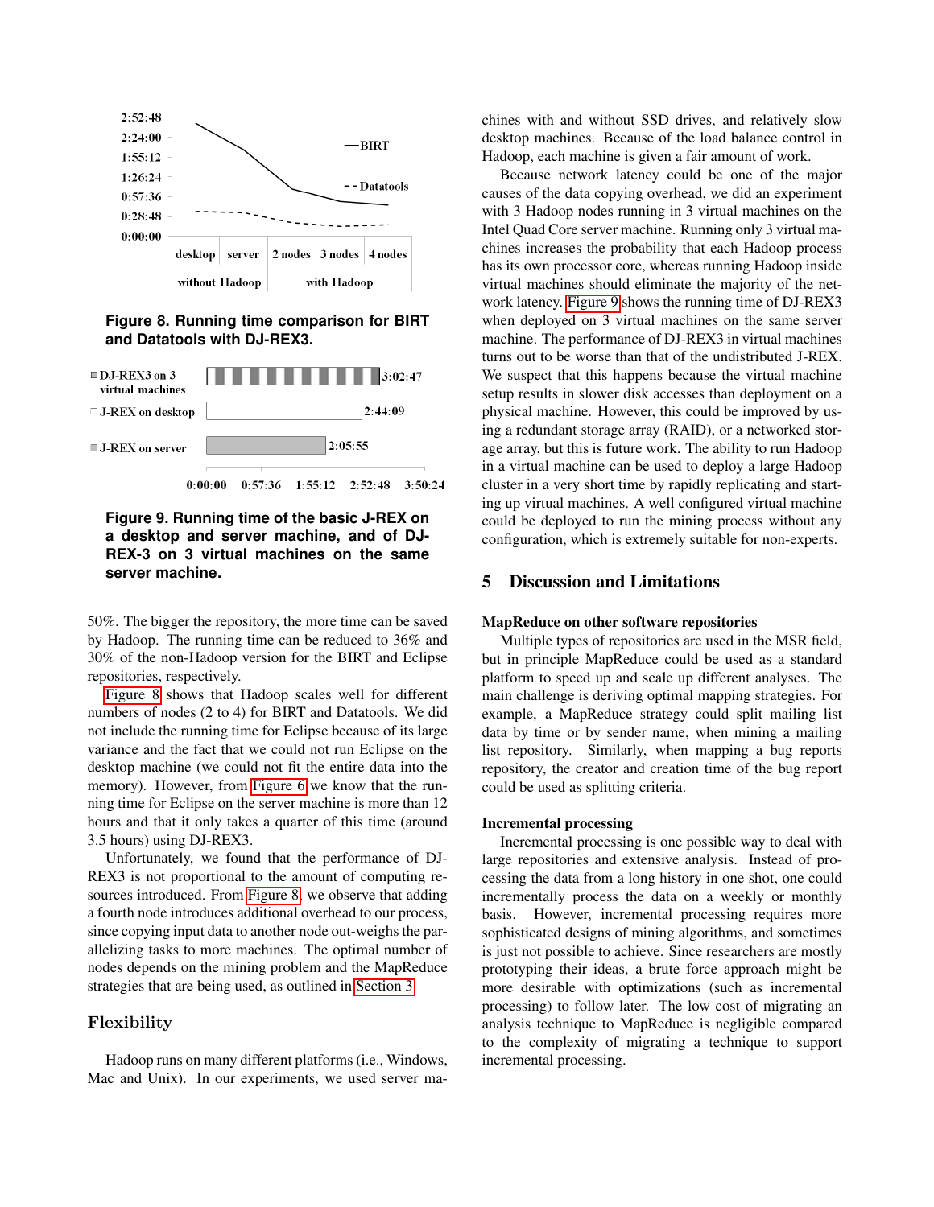**Figure 8. Running time comparison for BIRT and Datatools with DJ-REX3.**

**Figure 9. Running time of the basic J-REX on a desktop and server machine, and of DJ-REX-3 on 3 virtual machines on the same server machine.**

50%. The bigger the repository, the more time can be saved by Hadoop. The running time can be reduced to 36% and 30% of the non-Hadoop version for the BIRT and Eclipse repositories, respectively.

Figure 8 shows that Hadoop scales well for different numbers of nodes (2 to 4) for BIRT and Datatools. We did not include the running time for Eclipse because of its large variance and the fact that we could not run Eclipse on the desktop machine (we could not fit the entire data into the memory). However, from Figure 6 we know that the running time for Eclipse on the server machine is more than 12 hours and that it only takes a quarter of this time (around 3.5 hours) using DJ-REX3.

Unfortunately, we found that the performance of DJ-REX3 is not proportional to the amount of computing resources introduced. From Figure 8, we observe that adding a fourth node introduces additional overhead to our process, since copying input data to another node out-weighs the parallelizing tasks to more machines. The optimal number of nodes depends on the mining problem and the MapReduce strategies that are being used, as outlined in Section 3.

### Flexibility

Hadoop runs on many different platforms (i.e., Windows, Mac and Unix). In our experiments, we used server machines with and without SSD drives, and relatively slow desktop machines. Because of the load balance control in Hadoop, each machine is given a fair amount of work.

Because network latency could be one of the major causes of the data copying overhead, we did an experiment with 3 Hadoop nodes running in 3 virtual machines on the Intel Quad Core server machine. Running only 3 virtual machines increases the probability that each Hadoop process has its own processor core, whereas running Hadoop inside virtual machines should eliminate the majority of the network latency. Figure 9 shows the running time of DJ-REX3 when deployed on 3 virtual machines on the same server machine. The performance of DJ-REX3 in virtual machines turns out to be worse than that of the undistributed J-REX. We suspect that this happens because the virtual machine setup results in slower disk accesses than deployment on a physical machine. However, this could be improved by using a redundant storage array (RAID), or a networked storage array, but this is future work. The ability to run Hadoop in a virtual machine can be used to deploy a large Hadoop cluster in a very short time by rapidly replicating and starting up virtual machines. A well configured virtual machine could be deployed to run the mining process without any configuration, which is extremely suitable for non-experts.

## 5 Discussion and Limitations

**MapReduce on other software repositories**

Multiple types of repositories are used in the MSR field, but in principle MapReduce could be used as a standard platform to speed up and scale up different analyses. The main challenge is deriving optimal mapping strategies. For example, a MapReduce strategy could split mailing list data by time or by sender name, when mining a mailing list repository. Similarly, when mapping a bug reports repository, the creator and creation time of the bug report could be used as splitting criteria.

**Incremental processing**

Incremental processing is one possible way to deal with large repositories and extensive analysis. Instead of processing the data from a long history in one shot, one could incrementally process the data on a weekly or monthly basis. However, incremental processing requires more sophisticated designs of mining algorithms, and sometimes is just not possible to achieve. Since researchers are mostly prototyping their ideas, a brute force approach might be more desirable with optimizations (such as incremental processing) to follow later. The low cost of migrating an analysis technique to MapReduce is negligible compared to the complexity of migrating a technique to support incremental processing.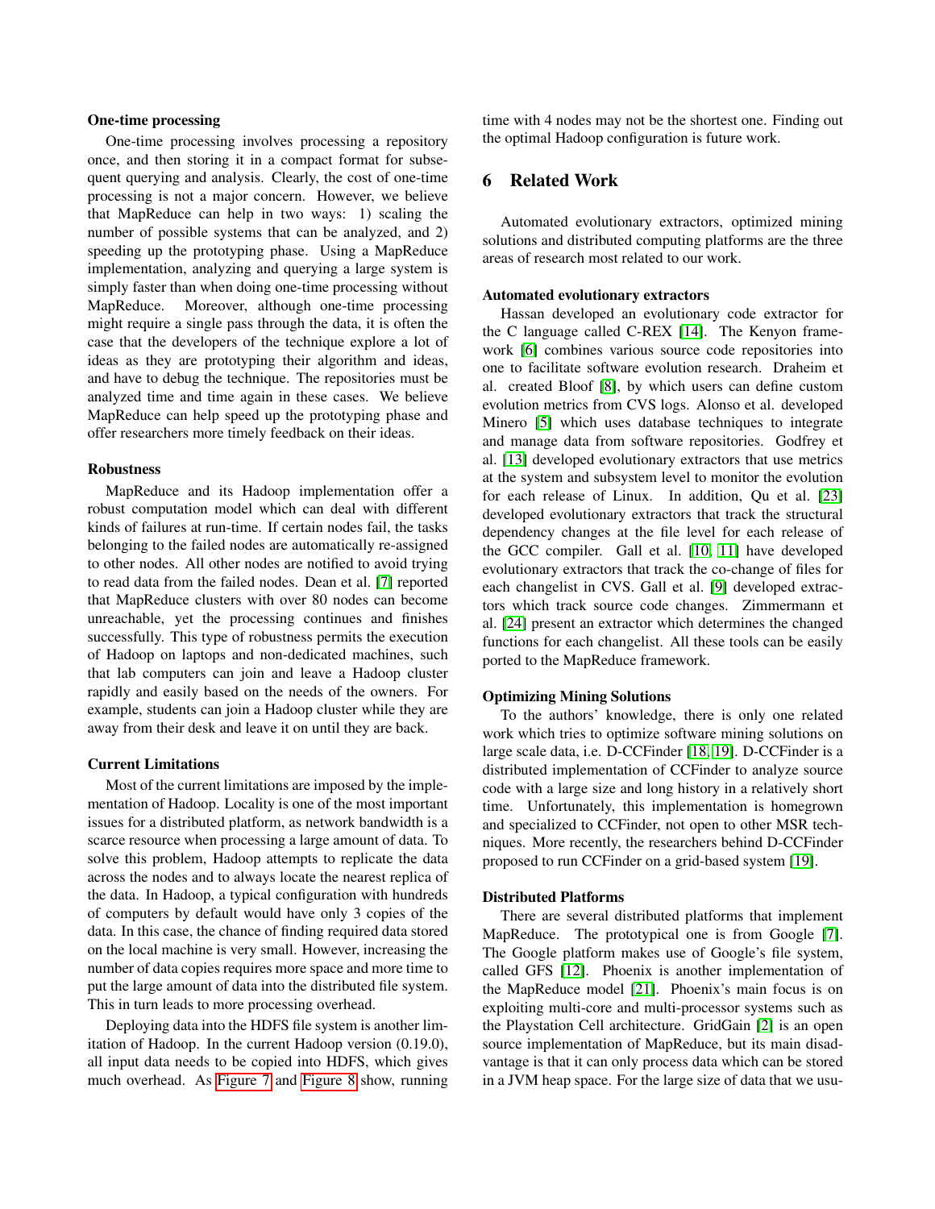**One-time processing**

One-time processing involves processing a repository once, and then storing it in a compact format for subsequent querying and analysis. Clearly, the cost of one-time processing is not a major concern. However, we believe that MapReduce can help in two ways: 1) scaling the number of possible systems that can be analyzed, and 2) speeding up the prototyping phase. Using a MapReduce implementation, analyzing and querying a large system is simply faster than when doing one-time processing without MapReduce. Moreover, although one-time processing might require a single pass through the data, it is often the case that the developers of the technique explore a lot of ideas as they are prototyping their algorithm and ideas, and have to debug the technique. The repositories must be analyzed time and time again in these cases. We believe MapReduce can help speed up the prototyping phase and offer researchers more timely feedback on their ideas.

**Robustness**

MapReduce and its Hadoop implementation offer a robust computation model which can deal with different kinds of failures at run-time. If certain nodes fail, the tasks belonging to the failed nodes are automatically re-assigned to other nodes. All other nodes are notified to avoid trying to read data from the failed nodes. Dean et al. [7] reported that MapReduce clusters with over 80 nodes can become unreachable, yet the processing continues and finishes successfully. This type of robustness permits the execution of Hadoop on laptops and non-dedicated machines, such that lab computers can join and leave a Hadoop cluster rapidly and easily based on the needs of the owners. For example, students can join a Hadoop cluster while they are away from their desk and leave it on until they are back.

**Current Limitations**

Most of the current limitations are imposed by the implementation of Hadoop. Locality is one of the most important issues for a distributed platform, as network bandwidth is a scarce resource when processing a large amount of data. To solve this problem, Hadoop attempts to replicate the data across the nodes and to always locate the nearest replica of the data. In Hadoop, a typical configuration with hundreds of computers by default would have only 3 copies of the data. In this case, the chance of finding required data stored on the local machine is very small. However, increasing the number of data copies requires more space and more time to put the large amount of data into the distributed file system. This in turn leads to more processing overhead.

Deploying data into the HDFS file system is another limitation of Hadoop. In the current Hadoop version (0.19.0), all input data needs to be copied into HDFS, which gives much overhead. As Figure 7 and Figure 8 show, running time with 4 nodes may not be the shortest one. Finding out the optimal Hadoop configuration is future work.

## 6 Related Work

Automated evolutionary extractors, optimized mining solutions and distributed computing platforms are the three areas of research most related to our work.

**Automated evolutionary extractors**

Hassan developed an evolutionary code extractor for the C language called C-REX [14]. The Kenyon framework [6] combines various source code repositories into one to facilitate software evolution research. Draheim et al. created Bloof [8], by which users can define custom evolution metrics from CVS logs. Alonso et al. developed Minero [5] which uses database techniques to integrate and manage data from software repositories. Godfrey et al. [13] developed evolutionary extractors that use metrics at the system and subsystem level to monitor the evolution for each release of Linux. In addition, Qu et al. [23] developed evolutionary extractors that track the structural dependency changes at the file level for each release of the GCC compiler. Gall et al. [10, 11] have developed evolutionary extractors that track the co-change of files for each changelist in CVS. Gall et al. [9] developed extractors which track source code changes. Zimmermann et al. [24] present an extractor which determines the changed functions for each changelist. All these tools can be easily ported to the MapReduce framework.

**Optimizing Mining Solutions**

To the authors' knowledge, there is only one related work which tries to optimize software mining solutions on large scale data, i.e. D-CCFinder [18, 19]. D-CCFinder is a distributed implementation of CCFinder to analyze source code with a large size and long history in a relatively short time. Unfortunately, this implementation is homegrown and specialized to CCFinder, not open to other MSR techniques. More recently, the researchers behind D-CCFinder proposed to run CCFinder on a grid-based system [19].

**Distributed Platforms**

There are several distributed platforms that implement MapReduce. The prototypical one is from Google [7]. The Google platform makes use of Google's file system, called GFS [12]. Phoenix is another implementation of the MapReduce model [21]. Phoenix's main focus is on exploiting multi-core and multi-processor systems such as the Playstation Cell architecture. GridGain [2] is an open source implementation of MapReduce, but its main disadvantage is that it can only process data which can be stored in a JVM heap space. For the large size of data that we usu-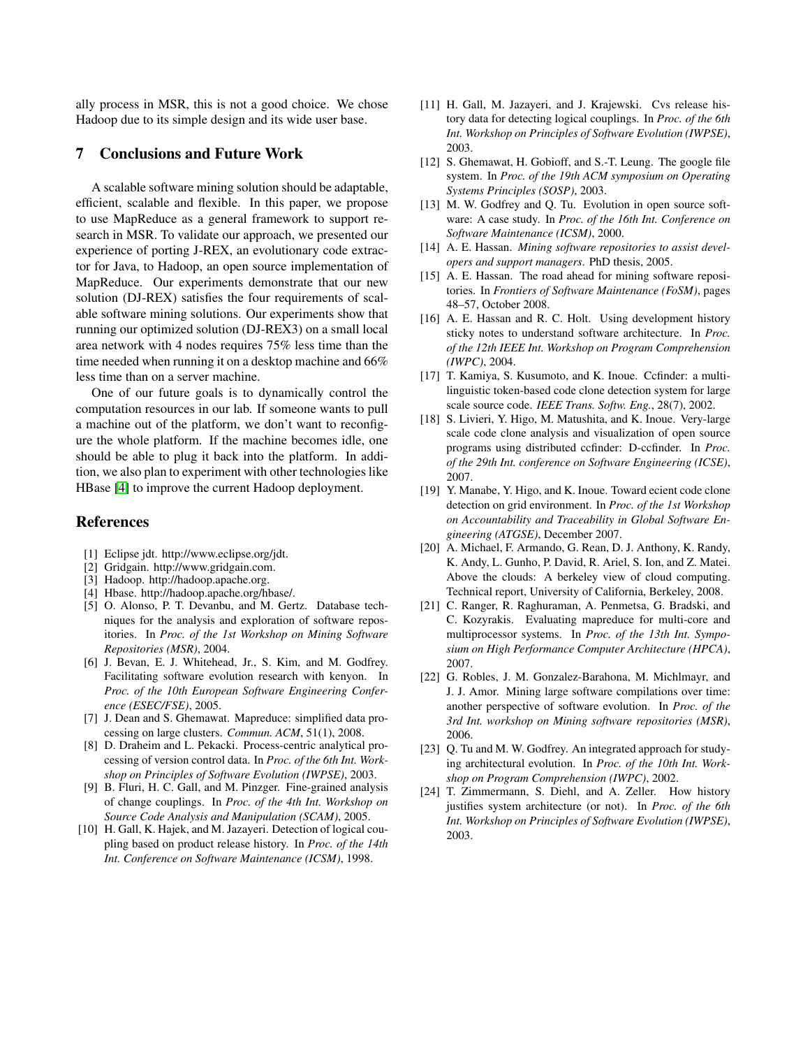ally process in MSR, this is not a good choice. We chose Hadoop due to its simple design and its wide user base.

## 7 Conclusions and Future Work

A scalable software mining solution should be adaptable, efficient, scalable and flexible. In this paper, we propose to use MapReduce as a general framework to support research in MSR. To validate our approach, we presented our experience of porting J-REX, an evolutionary code extractor for Java, to Hadoop, an open source implementation of MapReduce. Our experiments demonstrate that our new solution (DJ-REX) satisfies the four requirements of scalable software mining solutions. Our experiments show that running our optimized solution (DJ-REX3) on a small local area network with 4 nodes requires 75% less time than the time needed when running it on a desktop machine and 66% less time than on a server machine.

One of our future goals is to dynamically control the computation resources in our lab. If someone wants to pull a machine out of the platform, we don't want to reconfigure the whole platform. If the machine becomes idle, one should be able to plug it back into the platform. In addition, we also plan to experiment with other technologies like HBase [4] to improve the current Hadoop deployment.

## References

[1] Eclipse jdt. http://www.eclipse.org/jdt.

[2] Gridgain. http://www.gridgain.com.

[3] Hadoop. http://hadoop.apache.org.

[4] Hbase. http://hadoop.apache.org/hbase/.

[5] O. Alonso, P. T. Devanbu, and M. Gertz. Database techniques for the analysis and exploration of software repositories. In *Proc. of the 1st Workshop on Mining Software Repositories (MSR)*, 2004.

[6] J. Bevan, E. J. Whitehead, Jr., S. Kim, and M. Godfrey. Facilitating software evolution research with kenyon. In *Proc. of the 10th European Software Engineering Conference (ESEC/FSE)*, 2005.

[7] J. Dean and S. Ghemawat. Mapreduce: simplified data processing on large clusters. *Commun. ACM*, 51(1), 2008.

[8] D. Draheim and L. Pekacki. Process-centric analytical processing of version control data. In *Proc. of the 6th Int. Workshop on Principles of Software Evolution (IWPSE)*, 2003.

[9] B. Fluri, H. C. Gall, and M. Pinzger. Fine-grained analysis of change couplings. In *Proc. of the 4th Int. Workshop on Source Code Analysis and Manipulation (SCAM)*, 2005.

[10] H. Gall, K. Hajek, and M. Jazayeri. Detection of logical coupling based on product release history. In *Proc. of the 14th Int. Conference on Software Maintenance (ICSM)*, 1998.

[11] H. Gall, M. Jazayeri, and J. Krajewski. Cvs release history data for detecting logical couplings. In *Proc. of the 6th Int. Workshop on Principles of Software Evolution (IWPSE)*, 2003.

[12] S. Ghemawat, H. Gobioff, and S.-T. Leung. The google file system. In *Proc. of the 19th ACM symposium on Operating Systems Principles (SOSP)*, 2003.

[13] M. W. Godfrey and Q. Tu. Evolution in open source software: A case study. In *Proc. of the 16th Int. Conference on Software Maintenance (ICSM)*, 2000.

[14] A. E. Hassan. *Mining software repositories to assist developers and support managers*. PhD thesis, 2005.

[15] A. E. Hassan. The road ahead for mining software repositories. In *Frontiers of Software Maintenance (FoSM)*, pages 48–57, October 2008.

[16] A. E. Hassan and R. C. Holt. Using development history sticky notes to understand software architecture. In *Proc. of the 12th IEEE Int. Workshop on Program Comprehension (IWPC)*, 2004.

[17] T. Kamiya, S. Kusumoto, and K. Inoue. Ccfinder: a multilinguistic token-based code clone detection system for large scale source code. *IEEE Trans. Softw. Eng.*, 28(7), 2002.

[18] S. Livieri, Y. Higo, M. Matushita, and K. Inoue. Very-large scale code clone analysis and visualization of open source programs using distributed ccfinder: D-ccfinder. In *Proc. of the 29th Int. conference on Software Engineering (ICSE)*, 2007.

[19] Y. Manabe, Y. Higo, and K. Inoue. Toward ecient code clone detection on grid environment. In *Proc. of the 1st Workshop on Accountability and Traceability in Global Software Engineering (ATGSE)*, December 2007.

[20] A. Michael, F. Armando, G. Rean, D. J. Anthony, K. Randy, K. Andy, L. Gunho, P. David, R. Ariel, S. Ion, and Z. Matei. Above the clouds: A berkeley view of cloud computing. Technical report, University of California, Berkeley, 2008.

[21] C. Ranger, R. Raghuraman, A. Penmetsa, G. Bradski, and C. Kozyrakis. Evaluating mapreduce for multi-core and multiprocessor systems. In *Proc. of the 13th Int. Symposium on High Performance Computer Architecture (HPCA)*, 2007.

[22] G. Robles, J. M. Gonzalez-Barahona, M. Michlmayr, and J. J. Amor. Mining large software compilations over time: another perspective of software evolution. In *Proc. of the 3rd Int. workshop on Mining software repositories (MSR)*, 2006.

[23] Q. Tu and M. W. Godfrey. An integrated approach for studying architectural evolution. In *Proc. of the 10th Int. Workshop on Program Comprehension (IWPC)*, 2002.

[24] T. Zimmermann, S. Diehl, and A. Zeller. How history justifies system architecture (or not). In *Proc. of the 6th Int. Workshop on Principles of Software Evolution (IWPSE)*, 2003.